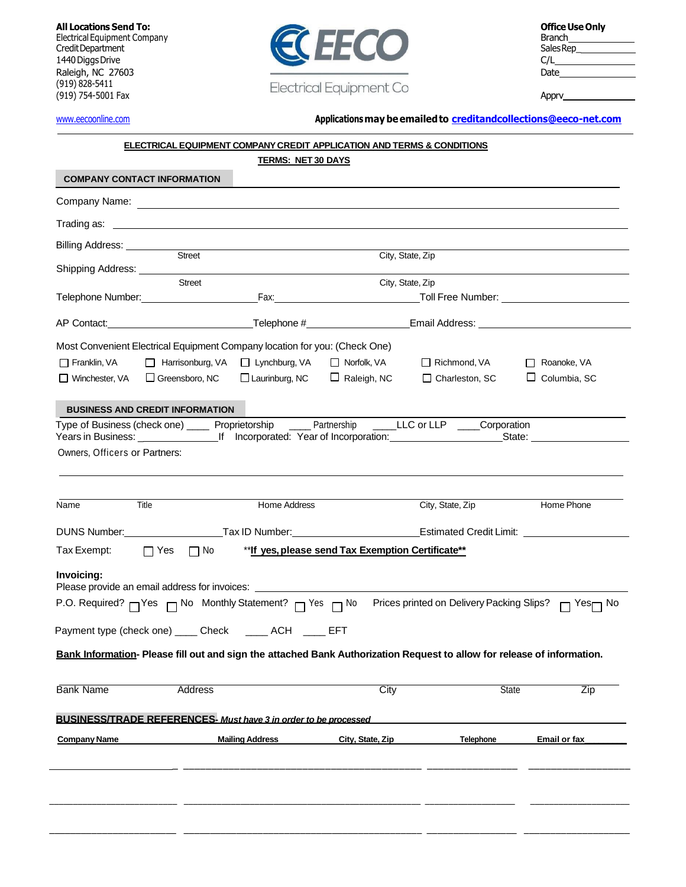**All Locations Send To:**
Electrical Equipment Company
Credit Department
1440 Diggs Drive
Raleigh, NC 27603
(919) 828-5411
(919) 754-5001 Fax

EECO
Electrical Equipment Co

**Office Use Only**
Branch\_\_\_\_\_\_\_\_\_\_
Sales Rep\_\_\_\_\_\_\_\_\_\_
C/L\_\_\_\_\_\_\_\_\_\_
Date\_\_\_\_\_\_\_\_\_\_
Apprv\_\_\_\_\_\_\_\_\_\_

www.eeconline.com

**Applications may be emailed to creditandcollections@eeco-net.com**

**ELECTRICAL EQUIPMENT COMPANY CREDIT APPLICATION AND TERMS & CONDITIONS**

**TERMS: NET 30 DAYS**

## COMPANY CONTACT INFORMATION

Company Name: \_\_\_\_\_\_\_\_\_\_\_\_\_\_\_\_\_\_\_\_\_\_\_\_\_\_\_\_\_\_\_\_\_\_\_\_\_\_\_\_

Trading as: \_\_\_\_\_\_\_\_\_\_\_\_\_\_\_\_\_\_\_\_\_\_\_\_\_\_\_\_\_\_\_\_\_\_\_\_\_\_\_\_

Billing Address: \_\_\_\_\_\_\_\_\_\_\_\_\_\_\_\_\_\_\_\_\_\_\_\_\_\_\_\_\_\_\_\_\_\_\_\_\_\_\_\_
Street City, State, Zip

Shipping Address: \_\_\_\_\_\_\_\_\_\_\_\_\_\_\_\_\_\_\_\_\_\_\_\_\_\_\_\_\_\_\_\_\_\_\_\_\_\_\_\_
Street City, State, Zip

Telephone Number:\_\_\_\_\_\_\_\_\_\_\_\_\_\_\_\_ Fax:\_\_\_\_\_\_\_\_\_\_\_\_\_\_\_\_ Toll Free Number: \_\_\_\_\_\_\_\_\_\_\_\_\_\_\_\_

AP Contact:\_\_\_\_\_\_\_\_\_\_\_\_\_\_\_\_ Telephone #\_\_\_\_\_\_\_\_\_\_\_\_\_\_\_\_ Email Address: \_\_\_\_\_\_\_\_\_\_\_\_\_\_\_\_

Most Convenient Electrical Equipment Company location for you: (Check One)

☐ Franklin, VA ☐ Harrisonburg, VA ☐ Lynchburg, VA ☐ Norfolk, VA ☐ Richmond, VA ☐ Roanoke, VA
☐ Winchester, VA ☐ Greensboro, NC ☐ Laurinburg, NC ☐ Raleigh, NC ☐ Charleston, SC ☐ Columbia, SC

## BUSINESS AND CREDIT INFORMATION

Type of Business (check one) \_\_\_\_ Proprietorship \_\_\_\_ Partnership \_\_\_\_ LLC or LLP \_\_\_\_ Corporation
Years in Business: \_\_\_\_\_\_\_\_\_\_\_\_ If Incorporated: Year of Incorporation:\_\_\_\_\_\_\_\_\_\_\_\_ State: \_\_\_\_\_\_\_\_\_\_\_\_

Owners, Officers or Partners:

\_\_\_\_\_\_\_\_\_\_\_\_\_\_\_\_\_\_\_\_\_\_\_\_\_\_\_\_\_\_\_\_\_\_\_\_\_\_\_\_

\_\_\_\_\_\_\_\_\_\_\_\_\_\_\_\_\_\_\_\_\_\_\_\_\_\_\_\_\_\_\_\_\_\_\_\_\_\_\_\_

| Name | Title | Home Address | City, State, Zip | Home Phone |
|---|---|---|---|---|

DUNS Number:\_\_\_\_\_\_\_\_\_\_\_\_\_\_\_\_ Tax ID Number:\_\_\_\_\_\_\_\_\_\_\_\_\_\_\_\_ Estimated Credit Limit: \_\_\_\_\_\_\_\_\_\_\_\_\_\_\_\_

Tax Exempt: ☐ Yes ☐ No **\*\*If yes, please send Tax Exemption Certificate\*\***

**Invoicing:**
Please provide an email address for invoices: \_\_\_\_\_\_\_\_\_\_\_\_\_\_\_\_\_\_\_\_\_\_\_\_\_\_\_\_\_\_\_\_

P.O. Required? ☐ Yes ☐ No Monthly Statement? ☐ Yes ☐ No Prices printed on Delivery Packing Slips? ☐ Yes ☐ No

Payment type (check one) \_\_\_\_ Check \_\_\_\_ ACH \_\_\_\_ EFT

**Bank Information- Please fill out and sign the attached Bank Authorization Request to allow for release of information.**

| Bank Name | Address | City | State | Zip |
|---|---|---|---|---|

**BUSINESS/TRADE REFERENCES**- ***Must have 3 in order to be processed***

| Company Name | Mailing Address | City, State, Zip | Telephone | Email or fax |
|---|---|---|---|---|
| | | | | |
| | | | | |
| | | | | |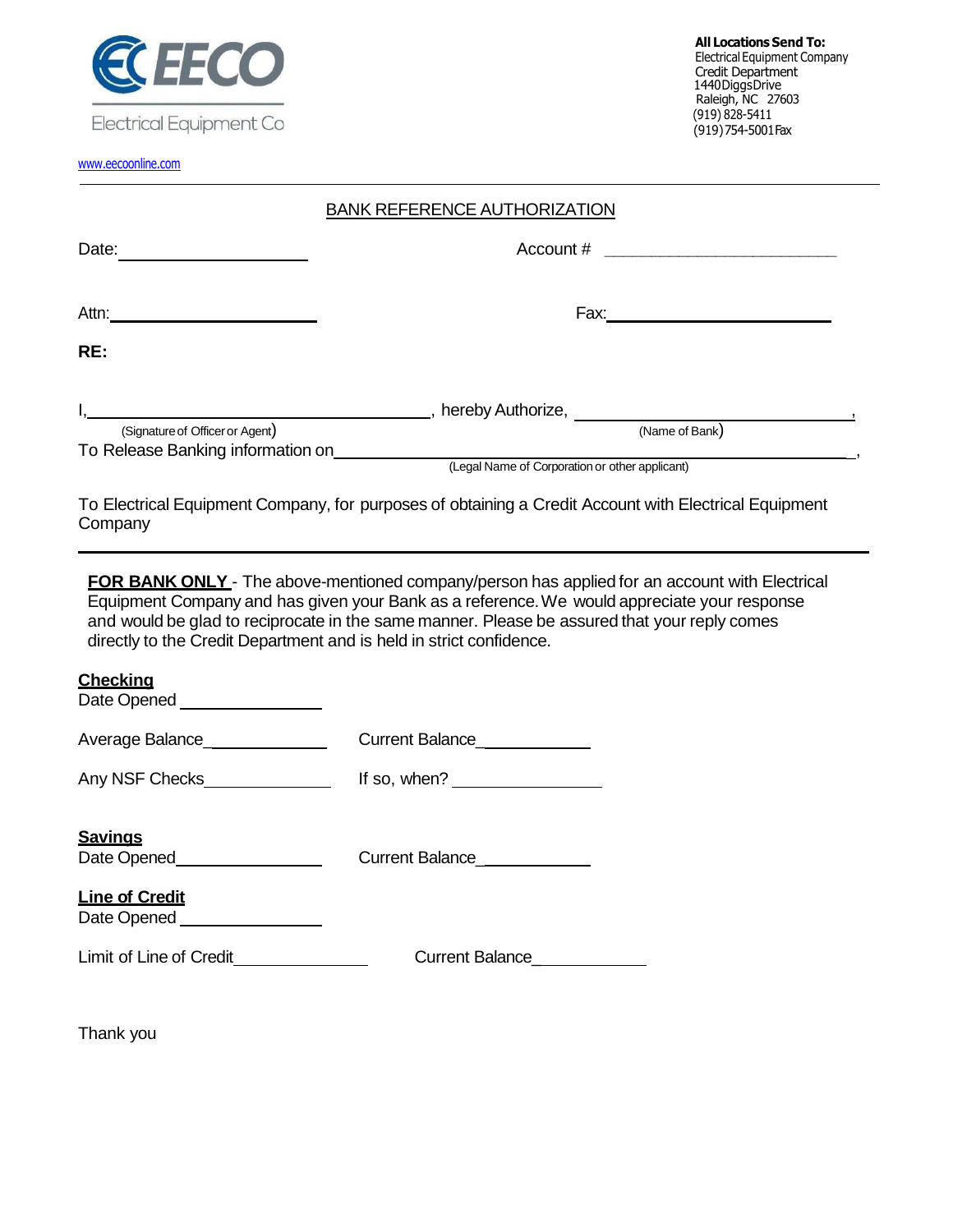EECO

Electrical Equipment Co

www.eecoonline.com

**All Locations Send To:**
Electrical Equipment Company
Credit Department
1440 Diggs Drive
Raleigh, NC 27603
(919) 828-5411
(919) 754-5001 Fax

---

## BANK REFERENCE AUTHORIZATION

Date: ____________________ Account # ________________________

Attn: ______________________ Fax: ________________________

**RE:**

I, ______________________________________, hereby Authorize, ______________________________,
(Signature of Officer or Agent) (Name of Bank)

To Release Banking information on ________________________________________________________,
(Legal Name of Corporation or other applicant)

To Electrical Equipment Company, for purposes of obtaining a Credit Account with Electrical Equipment Company

---

**FOR BANK ONLY** - The above-mentioned company/person has applied for an account with Electrical Equipment Company and has given your Bank as a reference. We would appreciate your response and would be glad to reciprocate in the same manner. Please be assured that your reply comes directly to the Credit Department and is held in strict confidence.

**Checking**

Date Opened _______________

Average Balance_____________ Current Balance___________

Any NSF Checks_____________ If so, when? _______________

**Savings**

Date Opened_______________ Current Balance___________

**Line of Credit**

Date Opened _______________

Limit of Line of Credit______________ Current Balance____________

Thank you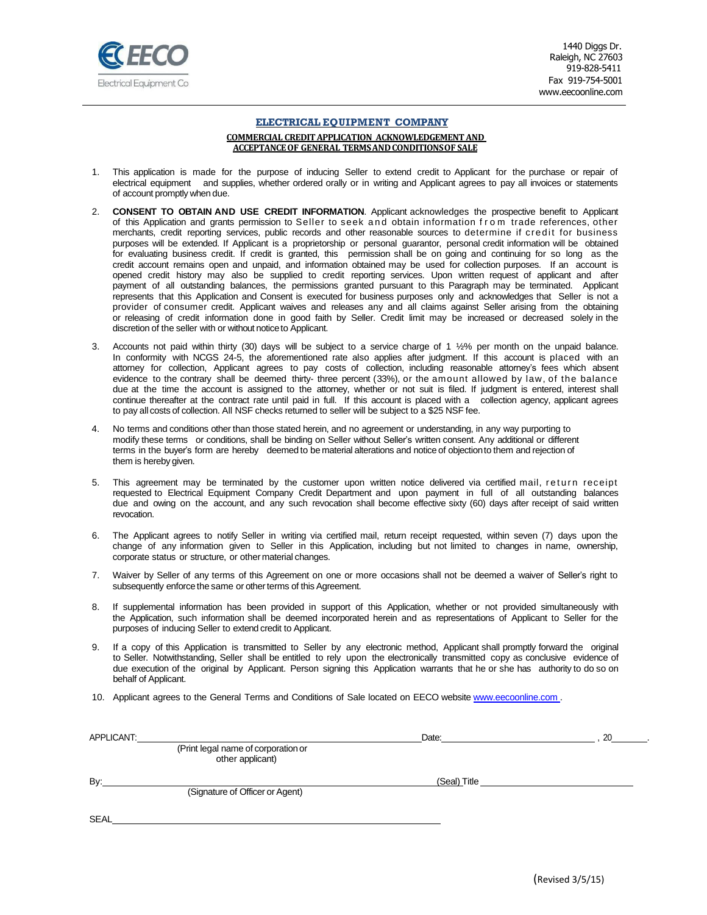EECO
Electrical Equipment Co

1440 Diggs Dr.
Raleigh, NC 27603
919-828-5411
Fax 919-754-5001
www.eecoonline.com

## ELECTRICAL EQUIPMENT COMPANY

### COMMERCIAL CREDIT APPLICATION ACKNOWLEDGEMENT AND ACCEPTANCE OF GENERAL TERMS AND CONDITIONS OF SALE

1. This application is made for the purpose of inducing Seller to extend credit to Applicant for the purchase or repair of electrical equipment and supplies, whether ordered orally or in writing and Applicant agrees to pay all invoices or statements of account promptly when due.

2. **CONSENT TO OBTAIN AND USE CREDIT INFORMATION**. Applicant acknowledges the prospective benefit to Applicant of this Application and grants permission to Seller to seek and obtain information from trade references, other merchants, credit reporting services, public records and other reasonable sources to determine if credit for business purposes will be extended. If Applicant is a proprietorship or personal guarantor, personal credit information will be obtained for evaluating business credit. If credit is granted, this permission shall be on going and continuing for so long as the credit account remains open and unpaid, and information obtained may be used for collection purposes. If an account is opened credit history may also be supplied to credit reporting services. Upon written request of applicant and after payment of all outstanding balances, the permissions granted pursuant to this Paragraph may be terminated. Applicant represents that this Application and Consent is executed for business purposes only and acknowledges that Seller is not a provider of consumer credit. Applicant waives and releases any and all claims against Seller arising from the obtaining or releasing of credit information done in good faith by Seller. Credit limit may be increased or decreased solely in the discretion of the seller with or without notice to Applicant.

3. Accounts not paid within thirty (30) days will be subject to a service charge of 1 ½% per month on the unpaid balance. In conformity with NCGS 24-5, the aforementioned rate also applies after judgment. If this account is placed with an attorney for collection, Applicant agrees to pay costs of collection, including reasonable attorney's fees which absent evidence to the contrary shall be deemed thirty- three percent (33%), or the amount allowed by law, of the balance due at the time the account is assigned to the attorney, whether or not suit is filed. If judgment is entered, interest shall continue thereafter at the contract rate until paid in full. If this account is placed with a collection agency, applicant agrees to pay all costs of collection. All NSF checks returned to seller will be subject to a $25 NSF fee.

4. No terms and conditions other than those stated herein, and no agreement or understanding, in any way purporting to modify these terms or conditions, shall be binding on Seller without Seller's written consent. Any additional or different terms in the buyer's form are hereby deemed to be material alterations and notice of objection to them and rejection of them is hereby given.

5. This agreement may be terminated by the customer upon written notice delivered via certified mail, return receipt requested to Electrical Equipment Company Credit Department and upon payment in full of all outstanding balances due and owing on the account, and any such revocation shall become effective sixty (60) days after receipt of said written revocation.

6. The Applicant agrees to notify Seller in writing via certified mail, return receipt requested, within seven (7) days upon the change of any information given to Seller in this Application, including but not limited to changes in name, ownership, corporate status or structure, or other material changes.

7. Waiver by Seller of any terms of this Agreement on one or more occasions shall not be deemed a waiver of Seller's right to subsequently enforce the same or other terms of this Agreement.

8. If supplemental information has been provided in support of this Application, whether or not provided simultaneously with the Application, such information shall be deemed incorporated herein and as representations of Applicant to Seller for the purposes of inducing Seller to extend credit to Applicant.

9. If a copy of this Application is transmitted to Seller by any electronic method, Applicant shall promptly forward the original to Seller. Notwithstanding, Seller shall be entitled to rely upon the electronically transmitted copy as conclusive evidence of due execution of the original by Applicant. Person signing this Application warrants that he or she has authority to do so on behalf of Applicant.

10. Applicant agrees to the General Terms and Conditions of Sale located on EECO website www.eecoonline.com .

APPLICANT: ______________________________ Date: ______________________, 20______.
(Print legal name of corporation or other applicant)

By: ______________________________ (Seal) Title ______________________
(Signature of Officer or Agent)

SEAL ______________________________

(Revised 3/5/15)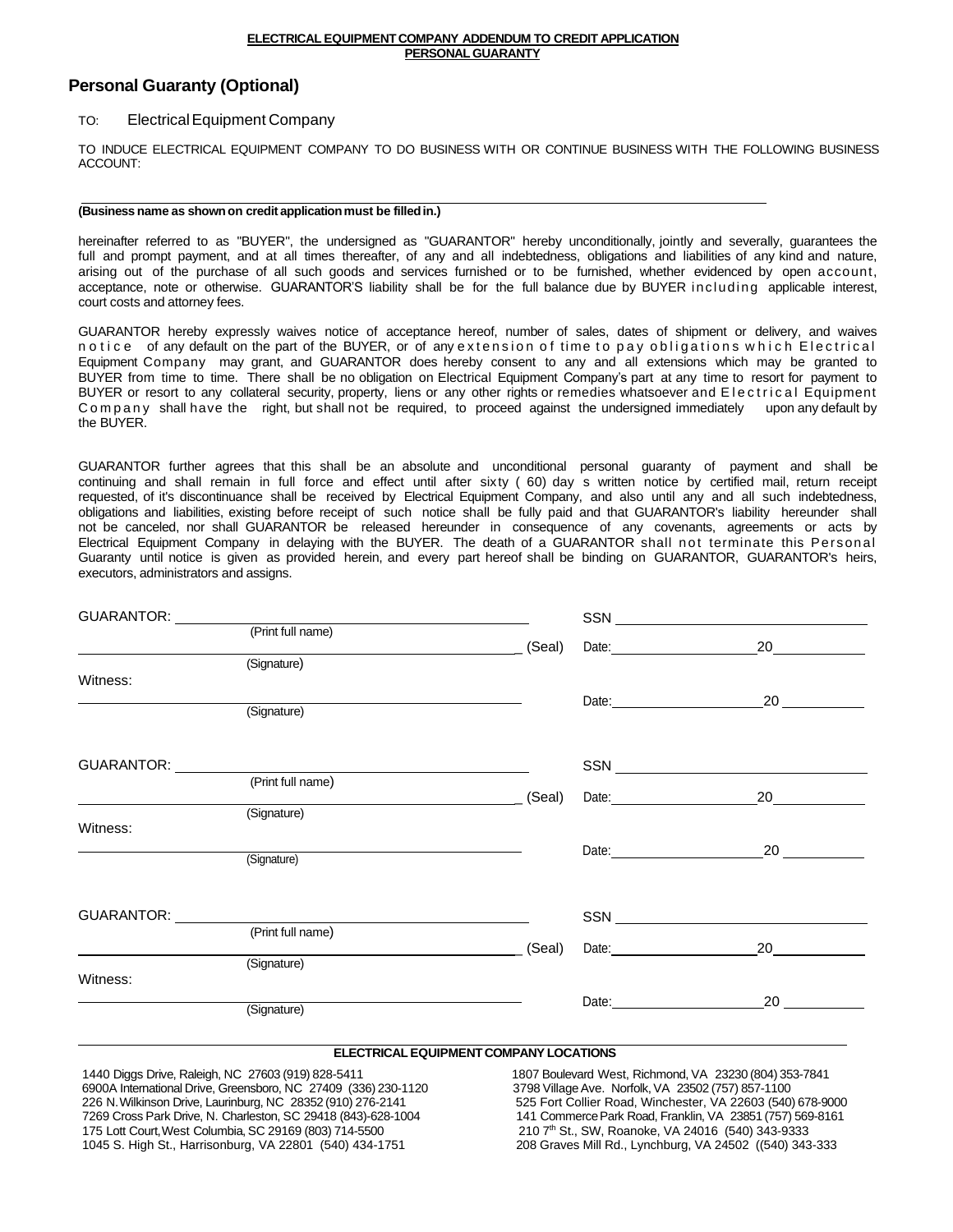**ELECTRICAL EQUIPMENT COMPANY ADDENDUM TO CREDIT APPLICATION**
**PERSONAL GUARANTY**

## Personal Guaranty (Optional)

TO: Electrical Equipment Company

TO INDUCE ELECTRICAL EQUIPMENT COMPANY TO DO BUSINESS WITH OR CONTINUE BUSINESS WITH THE FOLLOWING BUSINESS ACCOUNT:

______________________________________________________________________________

**(Business name as shown on credit application must be filled in.)**

hereinafter referred to as "BUYER", the undersigned as "GUARANTOR" hereby unconditionally, jointly and severally, guarantees the full and prompt payment, and at all times thereafter, of any and all indebtedness, obligations and liabilities of any kind and nature, arising out of the purchase of all such goods and services furnished or to be furnished, whether evidenced by open account, acceptance, note or otherwise. GUARANTOR'S liability shall be for the full balance due by BUYER including applicable interest, court costs and attorney fees.

GUARANTOR hereby expressly waives notice of acceptance hereof, number of sales, dates of shipment or delivery, and waives notice of any default on the part of the BUYER, or of any extension of time to pay obligations which Electrical Equipment Company may grant, and GUARANTOR does hereby consent to any and all extensions which may be granted to BUYER from time to time. There shall be no obligation on Electrical Equipment Company's part at any time to resort for payment to BUYER or resort to any collateral security, property, liens or any other rights or remedies whatsoever and Electrical Equipment Company shall have the right, but shall not be required, to proceed against the undersigned immediately upon any default by the BUYER.

GUARANTOR further agrees that this shall be an absolute and unconditional personal guaranty of payment and shall be continuing and shall remain in full force and effect until after sixty ( 60) day s written notice by certified mail, return receipt requested, of it's discontinuance shall be received by Electrical Equipment Company, and also until any and all such indebtedness, obligations and liabilities, existing before receipt of such notice shall be fully paid and that GUARANTOR's liability hereunder shall not be canceled, nor shall GUARANTOR be released hereunder in consequence of any covenants, agreements or acts by Electrical Equipment Company in delaying with the BUYER. The death of a GUARANTOR shall not terminate this Personal Guaranty until notice is given as provided herein, and every part hereof shall be binding on GUARANTOR, GUARANTOR's heirs, executors, administrators and assigns.

GUARANTOR: ______________________________ SSN ______________________
(Print full name)
______________________________ (Seal) Date: ______________ 20 ______
(Signature)
Witness:
______________________________ Date: ______________ 20 ______
(Signature)

GUARANTOR: ______________________________ SSN ______________________
(Print full name)
______________________________ (Seal) Date: ______________ 20 ______
(Signature)
Witness:
______________________________ Date: ______________ 20 ______
(Signature)

GUARANTOR: ______________________________ SSN ______________________
(Print full name)
______________________________ (Seal) Date: ______________ 20 ______
(Signature)
Witness:
______________________________ Date: ______________ 20 ______
(Signature)

**ELECTRICAL EQUIPMENT COMPANY LOCATIONS**

1440 Diggs Drive, Raleigh, NC 27603 (919) 828-5411
6900A International Drive, Greensboro, NC 27409 (336) 230-1120
226 N. Wilkinson Drive, Laurinburg, NC 28352 (910) 276-2141
7269 Cross Park Drive, N. Charleston, SC 29418 (843)-628-1004
175 Lott Court, West Columbia, SC 29169 (803) 714-5500
1045 S. High St., Harrisonburg, VA 22801 (540) 434-1751
1807 Boulevard West, Richmond, VA 23230 (804) 353-7841
3798 Village Ave. Norfolk, VA 23502 (757) 857-1100
525 Fort Collier Road, Winchester, VA 22603 (540) 678-9000
141 Commerce Park Road, Franklin, VA 23851 (757) 569-8161
210 7th St., SW, Roanoke, VA 24016 (540) 343-9333
208 Graves Mill Rd., Lynchburg, VA 24502 ((540) 343-333